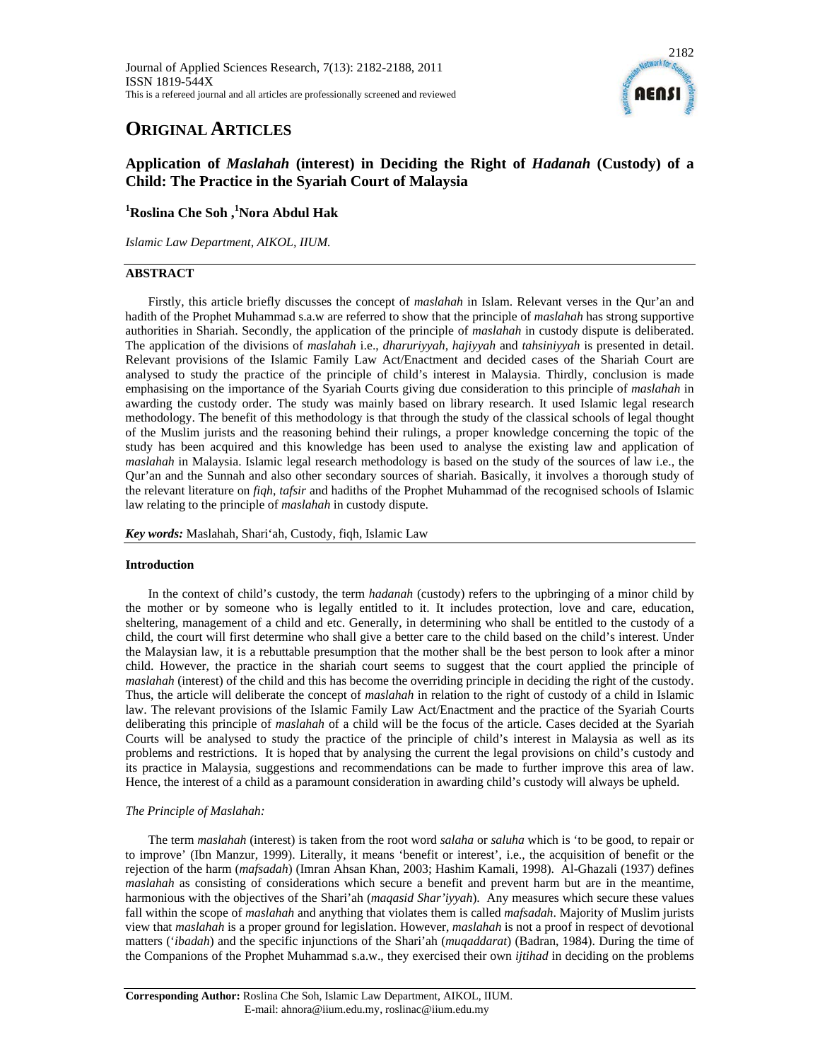# ORIGINAL ARTICLES

## Application of *Maslahah* (interest) in Deciding the Right of *Hadanah* (Custody) of a Child: The Practice in the Syariah Court of Malaysia

**[1]Roslina Che Soh, [1]Nora Abdul Hak**

*Islamic Law Department, AIKOL, IIUM.*

### ABSTRACT

Firstly, this article briefly discusses the concept of *maslahah* in Islam. Relevant verses in the Qur'an and hadith of the Prophet Muhammad s.a.w are referred to show that the principle of *maslahah* has strong supportive authorities in Shariah. Secondly, the application of the principle of *maslahah* in custody dispute is deliberated. The application of the divisions of *maslahah* i.e., *dharuriyyah*, *hajiyyah* and *tahsiniyyah* is presented in detail. Relevant provisions of the Islamic Family Law Act/Enactment and decided cases of the Shariah Court are analysed to study the practice of the principle of child's interest in Malaysia. Thirdly, conclusion is made emphasising on the importance of the Syariah Courts giving due consideration to this principle of *maslahah* in awarding the custody order. The study was mainly based on library research. It used Islamic legal research methodology. The benefit of this methodology is that through the study of the classical schools of legal thought of the Muslim jurists and the reasoning behind their rulings, a proper knowledge concerning the topic of the study has been acquired and this knowledge has been used to analyse the existing law and application of *maslahah* in Malaysia. Islamic legal research methodology is based on the study of the sources of law i.e., the Qur'an and the Sunnah and also other secondary sources of shariah. Basically, it involves a thorough study of the relevant literature on *fiqh*, *tafsir* and hadiths of the Prophet Muhammad of the recognised schools of Islamic law relating to the principle of *maslahah* in custody dispute.

***Key words:*** Maslahah, Shari'ah, Custody, fiqh, Islamic Law

### Introduction

In the context of child's custody, the term *hadanah* (custody) refers to the upbringing of a minor child by the mother or by someone who is legally entitled to it. It includes protection, love and care, education, sheltering, management of a child and etc. Generally, in determining who shall be entitled to the custody of a child, the court will first determine who shall give a better care to the child based on the child's interest. Under the Malaysian law, it is a rebuttable presumption that the mother shall be the best person to look after a minor child. However, the practice in the shariah court seems to suggest that the court applied the principle of *maslahah* (interest) of the child and this has become the overriding principle in deciding the right of the custody. Thus, the article will deliberate the concept of *maslahah* in relation to the right of custody of a child in Islamic law. The relevant provisions of the Islamic Family Law Act/Enactment and the practice of the Syariah Courts deliberating this principle of *maslahah* of a child will be the focus of the article. Cases decided at the Syariah Courts will be analysed to study the practice of the principle of child's interest in Malaysia as well as its problems and restrictions. It is hoped that by analysing the current the legal provisions on child's custody and its practice in Malaysia, suggestions and recommendations can be made to further improve this area of law. Hence, the interest of a child as a paramount consideration in awarding child's custody will always be upheld.

*The Principle of Maslahah:*

The term *maslahah* (interest) is taken from the root word *salaha* or *saluha* which is 'to be good, to repair or to improve' (Ibn Manzur, 1999). Literally, it means 'benefit or interest', i.e., the acquisition of benefit or the rejection of the harm (*mafsadah*) (Imran Ahsan Khan, 2003; Hashim Kamali, 1998). Al-Ghazali (1937) defines *maslahah* as consisting of considerations which secure a benefit and prevent harm but are in the meantime, harmonious with the objectives of the Shari'ah (*maqasid Shar'iyyah*). Any measures which secure these values fall within the scope of *maslahah* and anything that violates them is called *mafsadah*. Majority of Muslim jurists view that *maslahah* is a proper ground for legislation. However, *maslahah* is not a proof in respect of devotional matters ('*ibadah*) and the specific injunctions of the Shari'ah (*muqaddarat*) (Badran, 1984). During the time of the Companions of the Prophet Muhammad s.a.w., they exercised their own *ijtihad* in deciding on the problems

**Corresponding Author:** Roslina Che Soh, Islamic Law Department, AIKOL, IIUM.
E-mail: ahnora@iium.edu.my, roslinac@iium.edu.my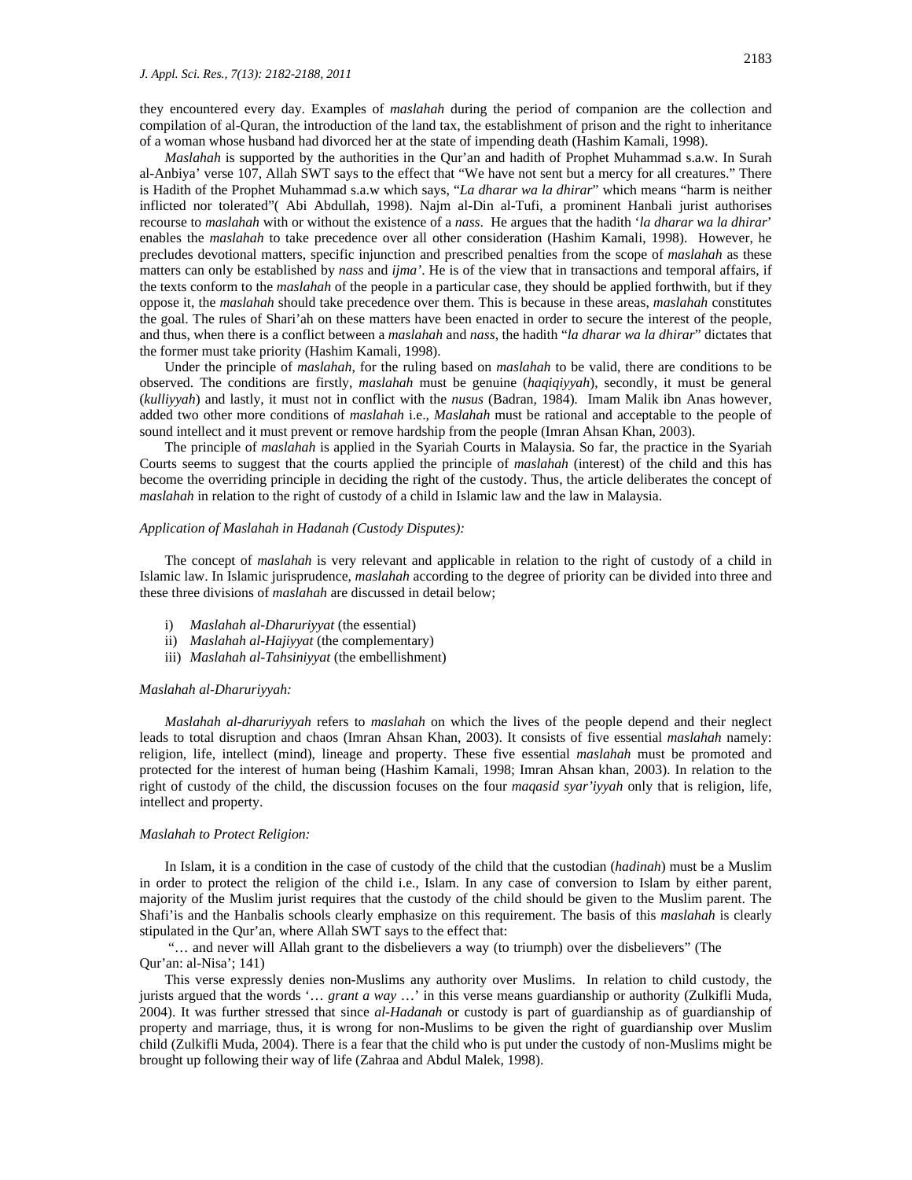they encountered every day. Examples of *maslahah* during the period of companion are the collection and compilation of al-Quran, the introduction of the land tax, the establishment of prison and the right to inheritance of a woman whose husband had divorced her at the state of impending death (Hashim Kamali, 1998).

*Maslahah* is supported by the authorities in the Qur'an and hadith of Prophet Muhammad s.a.w. In Surah al-Anbiya' verse 107, Allah SWT says to the effect that "We have not sent but a mercy for all creatures." There is Hadith of the Prophet Muhammad s.a.w which says, "*La dharar wa la dhirar*" which means "harm is neither inflicted nor tolerated"( Abi Abdullah, 1998). Najm al-Din al-Tufi, a prominent Hanbali jurist authorises recourse to *maslahah* with or without the existence of a *nass*. He argues that the hadith '*la dharar wa la dhirar*' enables the *maslahah* to take precedence over all other consideration (Hashim Kamali, 1998). However, he precludes devotional matters, specific injunction and prescribed penalties from the scope of *maslahah* as these matters can only be established by *nass* and *ijma'*. He is of the view that in transactions and temporal affairs, if the texts conform to the *maslahah* of the people in a particular case, they should be applied forthwith, but if they oppose it, the *maslahah* should take precedence over them. This is because in these areas, *maslahah* constitutes the goal. The rules of Shari'ah on these matters have been enacted in order to secure the interest of the people, and thus, when there is a conflict between a *maslahah* and *nass*, the hadith "*la dharar wa la dhirar*" dictates that the former must take priority (Hashim Kamali, 1998).

Under the principle of *maslahah*, for the ruling based on *maslahah* to be valid, there are conditions to be observed. The conditions are firstly, *maslahah* must be genuine (*haqiqiyyah*), secondly, it must be general (*kulliyyah*) and lastly, it must not in conflict with the *nusus* (Badran, 1984). Imam Malik ibn Anas however, added two other more conditions of *maslahah* i.e., *Maslahah* must be rational and acceptable to the people of sound intellect and it must prevent or remove hardship from the people (Imran Ahsan Khan, 2003).

The principle of *maslahah* is applied in the Syariah Courts in Malaysia. So far, the practice in the Syariah Courts seems to suggest that the courts applied the principle of *maslahah* (interest) of the child and this has become the overriding principle in deciding the right of the custody. Thus, the article deliberates the concept of *maslahah* in relation to the right of custody of a child in Islamic law and the law in Malaysia.

### *Application of Maslahah in Hadanah (Custody Disputes):*

The concept of *maslahah* is very relevant and applicable in relation to the right of custody of a child in Islamic law. In Islamic jurisprudence, *maslahah* according to the degree of priority can be divided into three and these three divisions of *maslahah* are discussed in detail below;

i) *Maslahah al-Dharuriyyat* (the essential)
ii) *Maslahah al-Hajiyyat* (the complementary)
iii) *Maslahah al-Tahsiniyyat* (the embellishment)

### *Maslahah al-Dharuriyyah:*

*Maslahah al-dharuriyyah* refers to *maslahah* on which the lives of the people depend and their neglect leads to total disruption and chaos (Imran Ahsan Khan, 2003). It consists of five essential *maslahah* namely: religion, life, intellect (mind), lineage and property. These five essential *maslahah* must be promoted and protected for the interest of human being (Hashim Kamali, 1998; Imran Ahsan khan, 2003). In relation to the right of custody of the child, the discussion focuses on the four *maqasid syar'iyyah* only that is religion, life, intellect and property.

### *Maslahah to Protect Religion:*

In Islam, it is a condition in the case of custody of the child that the custodian (*hadinah*) must be a Muslim in order to protect the religion of the child i.e., Islam. In any case of conversion to Islam by either parent, majority of the Muslim jurist requires that the custody of the child should be given to the Muslim parent. The Shafi'is and the Hanbalis schools clearly emphasize on this requirement. The basis of this *maslahah* is clearly stipulated in the Qur'an, where Allah SWT says to the effect that:

"… and never will Allah grant to the disbelievers a way (to triumph) over the disbelievers" (The Qur'an: al-Nisa'; 141)

This verse expressly denies non-Muslims any authority over Muslims. In relation to child custody, the jurists argued that the words '… *grant a way* …' in this verse means guardianship or authority (Zulkifli Muda, 2004). It was further stressed that since *al-Hadanah* or custody is part of guardianship as of guardianship of property and marriage, thus, it is wrong for non-Muslims to be given the right of guardianship over Muslim child (Zulkifli Muda, 2004). There is a fear that the child who is put under the custody of non-Muslims might be brought up following their way of life (Zahraa and Abdul Malek, 1998).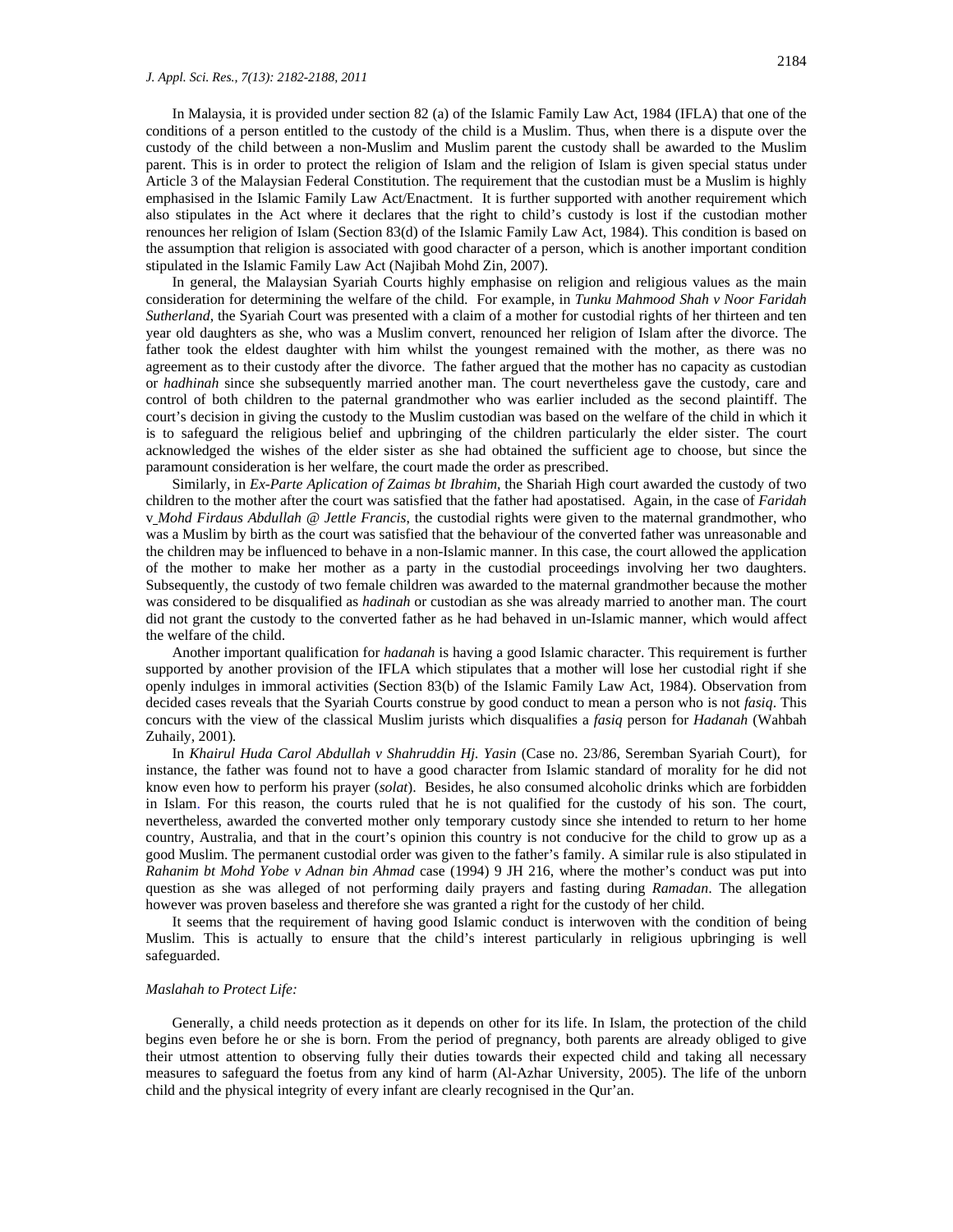In Malaysia, it is provided under section 82 (a) of the Islamic Family Law Act, 1984 (IFLA) that one of the conditions of a person entitled to the custody of the child is a Muslim. Thus, when there is a dispute over the custody of the child between a non-Muslim and Muslim parent the custody shall be awarded to the Muslim parent. This is in order to protect the religion of Islam and the religion of Islam is given special status under Article 3 of the Malaysian Federal Constitution. The requirement that the custodian must be a Muslim is highly emphasised in the Islamic Family Law Act/Enactment. It is further supported with another requirement which also stipulates in the Act where it declares that the right to child's custody is lost if the custodian mother renounces her religion of Islam (Section 83(d) of the Islamic Family Law Act, 1984). This condition is based on the assumption that religion is associated with good character of a person, which is another important condition stipulated in the Islamic Family Law Act (Najibah Mohd Zin, 2007).

In general, the Malaysian Syariah Courts highly emphasise on religion and religious values as the main consideration for determining the welfare of the child. For example, in *Tunku Mahmood Shah v Noor Faridah Sutherland*, the Syariah Court was presented with a claim of a mother for custodial rights of her thirteen and ten year old daughters as she, who was a Muslim convert, renounced her religion of Islam after the divorce. The father took the eldest daughter with him whilst the youngest remained with the mother, as there was no agreement as to their custody after the divorce. The father argued that the mother has no capacity as custodian or *hadhinah* since she subsequently married another man. The court nevertheless gave the custody, care and control of both children to the paternal grandmother who was earlier included as the second plaintiff. The court's decision in giving the custody to the Muslim custodian was based on the welfare of the child in which it is to safeguard the religious belief and upbringing of the children particularly the elder sister. The court acknowledged the wishes of the elder sister as she had obtained the sufficient age to choose, but since the paramount consideration is her welfare, the court made the order as prescribed.

Similarly, in *Ex-Parte Aplication of Zaimas bt Ibrahim*, the Shariah High court awarded the custody of two children to the mother after the court was satisfied that the father had apostatised. Again, in the case of *Faridah* v *Mohd Firdaus Abdullah @ Jettle Francis*, the custodial rights were given to the maternal grandmother, who was a Muslim by birth as the court was satisfied that the behaviour of the converted father was unreasonable and the children may be influenced to behave in a non-Islamic manner. In this case, the court allowed the application of the mother to make her mother as a party in the custodial proceedings involving her two daughters. Subsequently, the custody of two female children was awarded to the maternal grandmother because the mother was considered to be disqualified as *hadinah* or custodian as she was already married to another man. The court did not grant the custody to the converted father as he had behaved in un-Islamic manner, which would affect the welfare of the child.

Another important qualification for *hadanah* is having a good Islamic character. This requirement is further supported by another provision of the IFLA which stipulates that a mother will lose her custodial right if she openly indulges in immoral activities (Section 83(b) of the Islamic Family Law Act, 1984). Observation from decided cases reveals that the Syariah Courts construe by good conduct to mean a person who is not *fasiq*. This concurs with the view of the classical Muslim jurists which disqualifies a *fasiq* person for *Hadanah* (Wahbah Zuhaily, 2001).

In *Khairul Huda Carol Abdullah v Shahruddin Hj. Yasin* (Case no. 23/86, Seremban Syariah Court), for instance, the father was found not to have a good character from Islamic standard of morality for he did not know even how to perform his prayer (*solat*). Besides, he also consumed alcoholic drinks which are forbidden in Islam. For this reason, the courts ruled that he is not qualified for the custody of his son. The court, nevertheless, awarded the converted mother only temporary custody since she intended to return to her home country, Australia, and that in the court's opinion this country is not conducive for the child to grow up as a good Muslim. The permanent custodial order was given to the father's family. A similar rule is also stipulated in *Rahanim bt Mohd Yobe v Adnan bin Ahmad* case (1994) 9 JH 216, where the mother's conduct was put into question as she was alleged of not performing daily prayers and fasting during *Ramadan*. The allegation however was proven baseless and therefore she was granted a right for the custody of her child.

It seems that the requirement of having good Islamic conduct is interwoven with the condition of being Muslim. This is actually to ensure that the child's interest particularly in religious upbringing is well safeguarded.

### *Maslahah to Protect Life:*

Generally, a child needs protection as it depends on other for its life. In Islam, the protection of the child begins even before he or she is born. From the period of pregnancy, both parents are already obliged to give their utmost attention to observing fully their duties towards their expected child and taking all necessary measures to safeguard the foetus from any kind of harm (Al-Azhar University, 2005). The life of the unborn child and the physical integrity of every infant are clearly recognised in the Qur'an.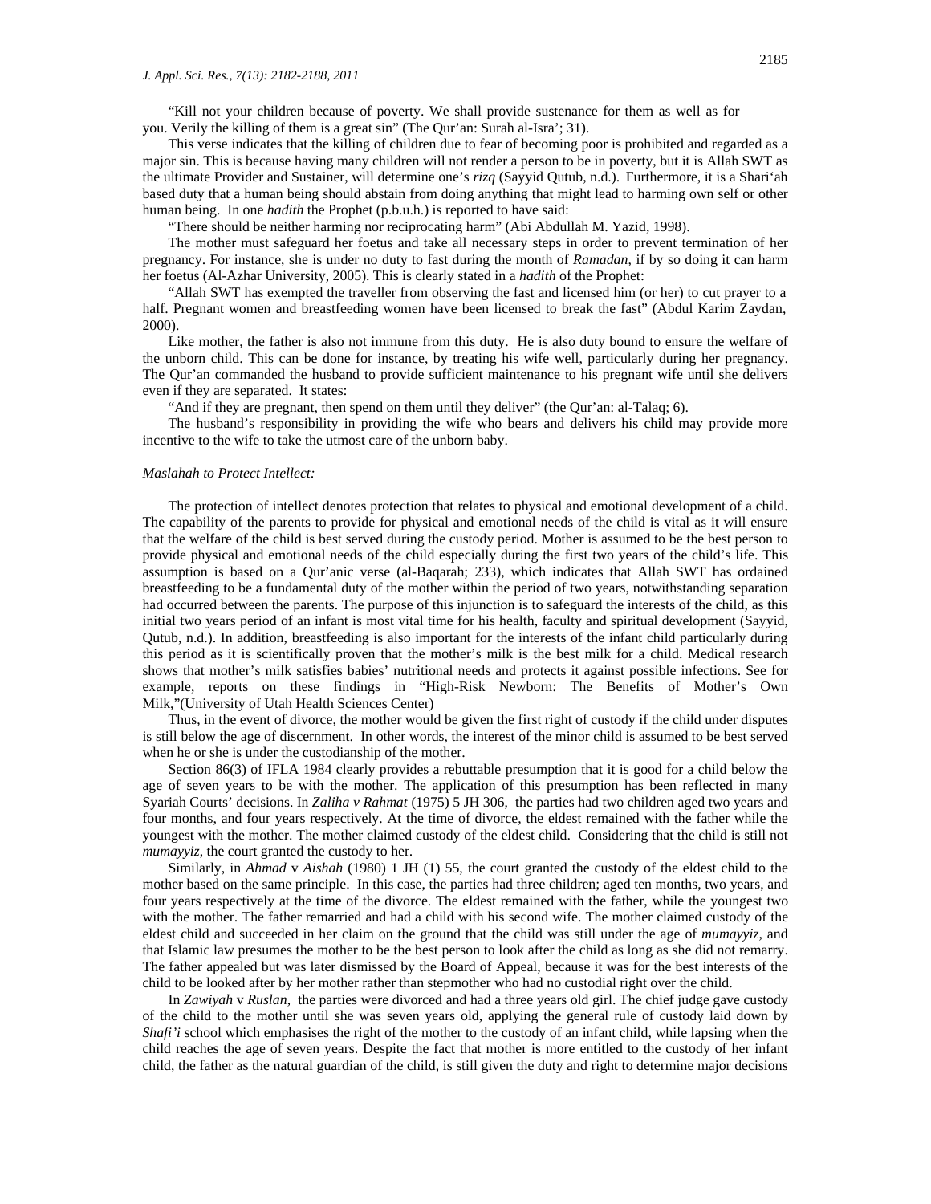"Kill not your children because of poverty. We shall provide sustenance for them as well as for you. Verily the killing of them is a great sin" (The Qur'an: Surah al-Isra'; 31).

This verse indicates that the killing of children due to fear of becoming poor is prohibited and regarded as a major sin. This is because having many children will not render a person to be in poverty, but it is Allah SWT as the ultimate Provider and Sustainer, will determine one's *rizq* (Sayyid Qutub, n.d.). Furthermore, it is a Shari'ah based duty that a human being should abstain from doing anything that might lead to harming own self or other human being. In one *hadith* the Prophet (p.b.u.h.) is reported to have said:

"There should be neither harming nor reciprocating harm" (Abi Abdullah M. Yazid, 1998).

The mother must safeguard her foetus and take all necessary steps in order to prevent termination of her pregnancy. For instance, she is under no duty to fast during the month of *Ramadan*, if by so doing it can harm her foetus (Al-Azhar University, 2005). This is clearly stated in a *hadith* of the Prophet:

"Allah SWT has exempted the traveller from observing the fast and licensed him (or her) to cut prayer to a half. Pregnant women and breastfeeding women have been licensed to break the fast" (Abdul Karim Zaydan, 2000).

Like mother, the father is also not immune from this duty. He is also duty bound to ensure the welfare of the unborn child. This can be done for instance, by treating his wife well, particularly during her pregnancy. The Qur'an commanded the husband to provide sufficient maintenance to his pregnant wife until she delivers even if they are separated. It states:

"And if they are pregnant, then spend on them until they deliver" (the Qur'an: al-Talaq; 6).

The husband's responsibility in providing the wife who bears and delivers his child may provide more incentive to the wife to take the utmost care of the unborn baby.

### *Maslahah to Protect Intellect:*

The protection of intellect denotes protection that relates to physical and emotional development of a child. The capability of the parents to provide for physical and emotional needs of the child is vital as it will ensure that the welfare of the child is best served during the custody period. Mother is assumed to be the best person to provide physical and emotional needs of the child especially during the first two years of the child's life. This assumption is based on a Qur'anic verse (al-Baqarah; 233), which indicates that Allah SWT has ordained breastfeeding to be a fundamental duty of the mother within the period of two years, notwithstanding separation had occurred between the parents. The purpose of this injunction is to safeguard the interests of the child, as this initial two years period of an infant is most vital time for his health, faculty and spiritual development (Sayyid, Qutub, n.d.). In addition, breastfeeding is also important for the interests of the infant child particularly during this period as it is scientifically proven that the mother's milk is the best milk for a child. Medical research shows that mother's milk satisfies babies' nutritional needs and protects it against possible infections. See for example, reports on these findings in "High-Risk Newborn: The Benefits of Mother's Own Milk,"(University of Utah Health Sciences Center)

Thus, in the event of divorce, the mother would be given the first right of custody if the child under disputes is still below the age of discernment. In other words, the interest of the minor child is assumed to be best served when he or she is under the custodianship of the mother.

Section 86(3) of IFLA 1984 clearly provides a rebuttable presumption that it is good for a child below the age of seven years to be with the mother. The application of this presumption has been reflected in many Syariah Courts' decisions. In *Zaliha v Rahmat* (1975) 5 JH 306, the parties had two children aged two years and four months, and four years respectively. At the time of divorce, the eldest remained with the father while the youngest with the mother. The mother claimed custody of the eldest child. Considering that the child is still not *mumayyiz*, the court granted the custody to her.

Similarly, in *Ahmad* v *Aishah* (1980) 1 JH (1) 55, the court granted the custody of the eldest child to the mother based on the same principle. In this case, the parties had three children; aged ten months, two years, and four years respectively at the time of the divorce. The eldest remained with the father, while the youngest two with the mother. The father remarried and had a child with his second wife. The mother claimed custody of the eldest child and succeeded in her claim on the ground that the child was still under the age of *mumayyiz,* and that Islamic law presumes the mother to be the best person to look after the child as long as she did not remarry. The father appealed but was later dismissed by the Board of Appeal, because it was for the best interests of the child to be looked after by her mother rather than stepmother who had no custodial right over the child.

In *Zawiyah* v *Ruslan*, the parties were divorced and had a three years old girl. The chief judge gave custody of the child to the mother until she was seven years old, applying the general rule of custody laid down by *Shafi'i* school which emphasises the right of the mother to the custody of an infant child, while lapsing when the child reaches the age of seven years. Despite the fact that mother is more entitled to the custody of her infant child, the father as the natural guardian of the child, is still given the duty and right to determine major decisions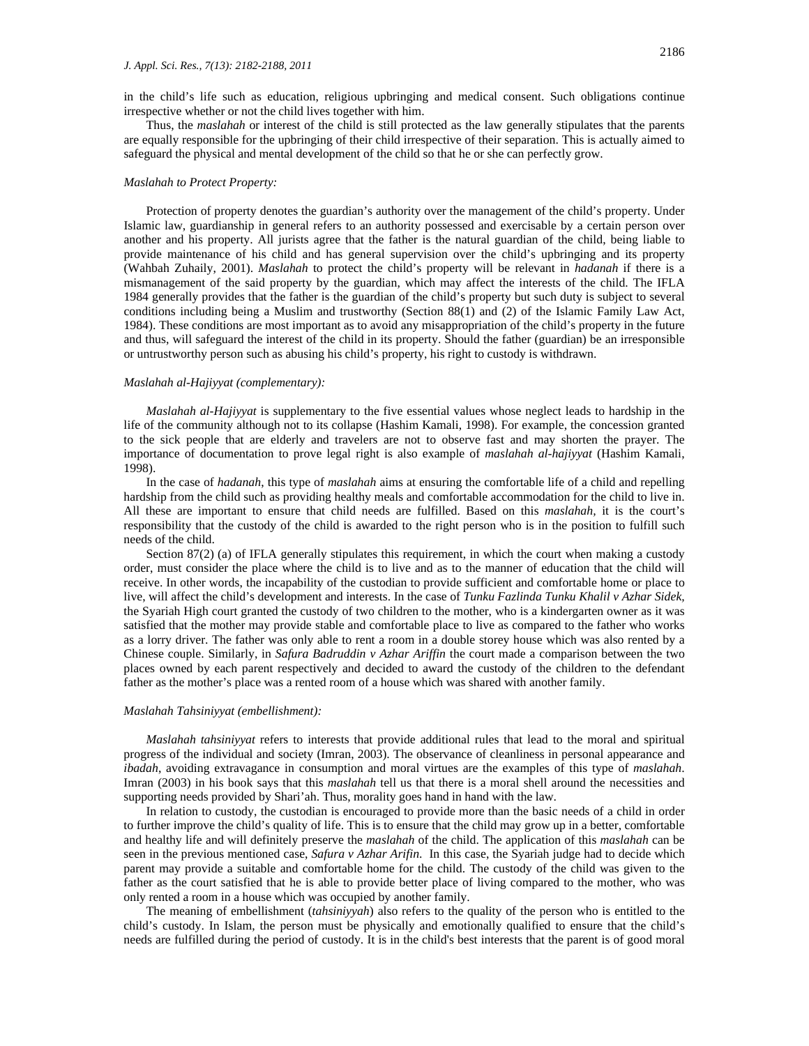in the child's life such as education, religious upbringing and medical consent. Such obligations continue irrespective whether or not the child lives together with him.

Thus, the *maslahah* or interest of the child is still protected as the law generally stipulates that the parents are equally responsible for the upbringing of their child irrespective of their separation. This is actually aimed to safeguard the physical and mental development of the child so that he or she can perfectly grow.

### *Maslahah to Protect Property:*

Protection of property denotes the guardian's authority over the management of the child's property. Under Islamic law, guardianship in general refers to an authority possessed and exercisable by a certain person over another and his property. All jurists agree that the father is the natural guardian of the child, being liable to provide maintenance of his child and has general supervision over the child's upbringing and its property (Wahbah Zuhaily, 2001). *Maslahah* to protect the child's property will be relevant in *hadanah* if there is a mismanagement of the said property by the guardian, which may affect the interests of the child. The IFLA 1984 generally provides that the father is the guardian of the child's property but such duty is subject to several conditions including being a Muslim and trustworthy (Section 88(1) and (2) of the Islamic Family Law Act, 1984). These conditions are most important as to avoid any misappropriation of the child's property in the future and thus, will safeguard the interest of the child in its property. Should the father (guardian) be an irresponsible or untrustworthy person such as abusing his child's property, his right to custody is withdrawn.

### *Maslahah al-Hajiyyat (complementary):*

*Maslahah al-Hajiyyat* is supplementary to the five essential values whose neglect leads to hardship in the life of the community although not to its collapse (Hashim Kamali, 1998). For example, the concession granted to the sick people that are elderly and travelers are not to observe fast and may shorten the prayer. The importance of documentation to prove legal right is also example of *maslahah al-hajiyyat* (Hashim Kamali, 1998).

In the case of *hadanah*, this type of *maslahah* aims at ensuring the comfortable life of a child and repelling hardship from the child such as providing healthy meals and comfortable accommodation for the child to live in. All these are important to ensure that child needs are fulfilled. Based on this *maslahah*, it is the court's responsibility that the custody of the child is awarded to the right person who is in the position to fulfill such needs of the child.

Section 87(2) (a) of IFLA generally stipulates this requirement, in which the court when making a custody order, must consider the place where the child is to live and as to the manner of education that the child will receive. In other words, the incapability of the custodian to provide sufficient and comfortable home or place to live, will affect the child's development and interests. In the case of *Tunku Fazlinda Tunku Khalil v Azhar Sidek,* the Syariah High court granted the custody of two children to the mother, who is a kindergarten owner as it was satisfied that the mother may provide stable and comfortable place to live as compared to the father who works as a lorry driver. The father was only able to rent a room in a double storey house which was also rented by a Chinese couple. Similarly, in *Safura Badruddin v Azhar Ariffin* the court made a comparison between the two places owned by each parent respectively and decided to award the custody of the children to the defendant father as the mother's place was a rented room of a house which was shared with another family.

### *Maslahah Tahsiniyyat (embellishment):*

*Maslahah tahsiniyyat* refers to interests that provide additional rules that lead to the moral and spiritual progress of the individual and society (Imran, 2003). The observance of cleanliness in personal appearance and *ibadah*, avoiding extravagance in consumption and moral virtues are the examples of this type of *maslahah*. Imran (2003) in his book says that this *maslahah* tell us that there is a moral shell around the necessities and supporting needs provided by Shari'ah. Thus, morality goes hand in hand with the law.

In relation to custody, the custodian is encouraged to provide more than the basic needs of a child in order to further improve the child's quality of life. This is to ensure that the child may grow up in a better, comfortable and healthy life and will definitely preserve the *maslahah* of the child. The application of this *maslahah* can be seen in the previous mentioned case, *Safura v Azhar Arifin.* In this case, the Syariah judge had to decide which parent may provide a suitable and comfortable home for the child. The custody of the child was given to the father as the court satisfied that he is able to provide better place of living compared to the mother, who was only rented a room in a house which was occupied by another family.

The meaning of embellishment (*tahsiniyyah*) also refers to the quality of the person who is entitled to the child's custody. In Islam, the person must be physically and emotionally qualified to ensure that the child's needs are fulfilled during the period of custody. It is in the child's best interests that the parent is of good moral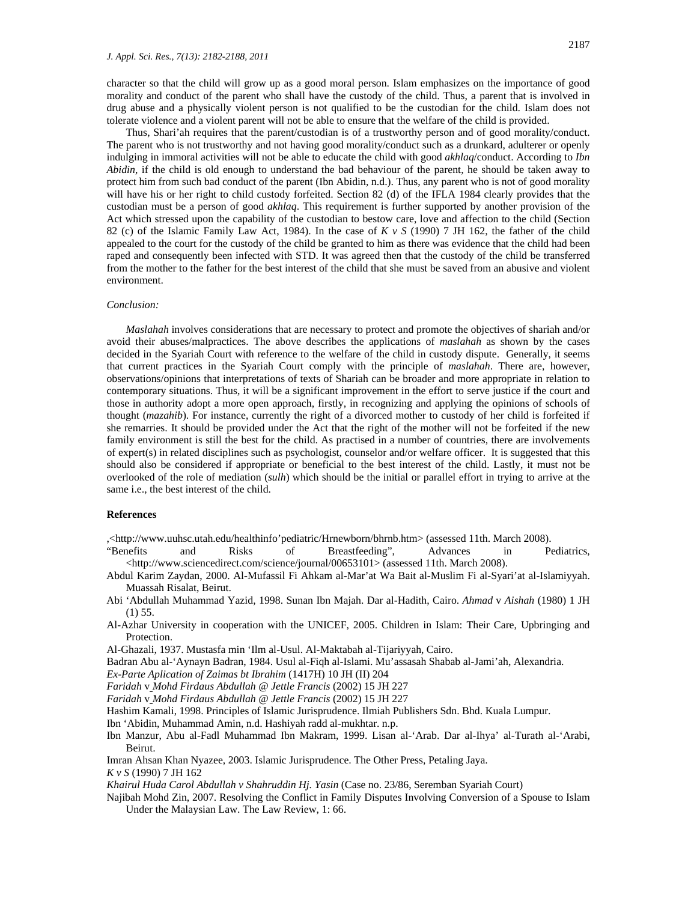character so that the child will grow up as a good moral person. Islam emphasizes on the importance of good morality and conduct of the parent who shall have the custody of the child. Thus, a parent that is involved in drug abuse and a physically violent person is not qualified to be the custodian for the child. Islam does not tolerate violence and a violent parent will not be able to ensure that the welfare of the child is provided.

Thus, Shari'ah requires that the parent/custodian is of a trustworthy person and of good morality/conduct. The parent who is not trustworthy and not having good morality/conduct such as a drunkard, adulterer or openly indulging in immoral activities will not be able to educate the child with good *akhlaq*/conduct. According to *Ibn Abidin*, if the child is old enough to understand the bad behaviour of the parent, he should be taken away to protect him from such bad conduct of the parent (Ibn Abidin, n.d.). Thus, any parent who is not of good morality will have his or her right to child custody forfeited. Section 82 (d) of the IFLA 1984 clearly provides that the custodian must be a person of good *akhlaq*. This requirement is further supported by another provision of the Act which stressed upon the capability of the custodian to bestow care, love and affection to the child (Section 82 (c) of the Islamic Family Law Act, 1984). In the case of *K v S* (1990) 7 JH 162, the father of the child appealed to the court for the custody of the child be granted to him as there was evidence that the child had been raped and consequently been infected with STD. It was agreed then that the custody of the child be transferred from the mother to the father for the best interest of the child that she must be saved from an abusive and violent environment.

*Conclusion:*

*Maslahah* involves considerations that are necessary to protect and promote the objectives of shariah and/or avoid their abuses/malpractices. The above describes the applications of *maslahah* as shown by the cases decided in the Syariah Court with reference to the welfare of the child in custody dispute. Generally, it seems that current practices in the Syariah Court comply with the principle of *maslahah*. There are, however, observations/opinions that interpretations of texts of Shariah can be broader and more appropriate in relation to contemporary situations. Thus, it will be a significant improvement in the effort to serve justice if the court and those in authority adopt a more open approach, firstly, in recognizing and applying the opinions of schools of thought (*mazahib*). For instance, currently the right of a divorced mother to custody of her child is forfeited if she remarries. It should be provided under the Act that the right of the mother will not be forfeited if the new family environment is still the best for the child. As practised in a number of countries, there are involvements of expert(s) in related disciplines such as psychologist, counselor and/or welfare officer. It is suggested that this should also be considered if appropriate or beneficial to the best interest of the child. Lastly, it must not be overlooked of the role of mediation (*sulh*) which should be the initial or parallel effort in trying to arrive at the same i.e., the best interest of the child.

**References**

,<http://www.uuhsc.utah.edu/healthinfo'pediatric/Hrnewborn/bhrnb.htm> (assessed 11th. March 2008).

"Benefits and Risks of Breastfeeding", Advances in Pediatrics, <http://www.sciencedirect.com/science/journal/00653101> (assessed 11th. March 2008).

Abdul Karim Zaydan, 2000. Al-Mufassil Fi Ahkam al-Mar'at Wa Bait al-Muslim Fi al-Syari'at al-Islamiyyah. Muassah Risalat, Beirut.

Abi 'Abdullah Muhammad Yazid, 1998. Sunan Ibn Majah. Dar al-Hadith, Cairo. *Ahmad* v *Aishah* (1980) 1 JH (1) 55.

Al-Azhar University in cooperation with the UNICEF, 2005. Children in Islam: Their Care, Upbringing and Protection.

Al-Ghazali, 1937. Mustasfa min 'Ilm al-Usul. Al-Maktabah al-Tijariyyah, Cairo.

Badran Abu al-'Aynayn Badran, 1984. Usul al-Fiqh al-Islami. Mu'assasah Shabab al-Jami'ah, Alexandria.

*Ex-Parte Aplication of Zaimas bt Ibrahim* (1417H) 10 JH (II) 204

*Faridah* v *Mohd Firdaus Abdullah @ Jettle Francis* (2002) 15 JH 227

*Faridah* v *Mohd Firdaus Abdullah @ Jettle Francis* (2002) 15 JH 227

Hashim Kamali, 1998. Principles of Islamic Jurisprudence. Ilmiah Publishers Sdn. Bhd. Kuala Lumpur.

Ibn 'Abidin, Muhammad Amin, n.d. Hashiyah radd al-mukhtar. n.p.

Ibn Manzur, Abu al-Fadl Muhammad Ibn Makram, 1999. Lisan al-'Arab. Dar al-Ihya' al-Turath al-'Arabi, Beirut.

Imran Ahsan Khan Nyazee, 2003. Islamic Jurisprudence. The Other Press, Petaling Jaya.

*K v S* (1990) 7 JH 162

*Khairul Huda Carol Abdullah v Shahruddin Hj. Yasin* (Case no. 23/86, Seremban Syariah Court)

Najibah Mohd Zin, 2007. Resolving the Conflict in Family Disputes Involving Conversion of a Spouse to Islam Under the Malaysian Law. The Law Review, 1: 66.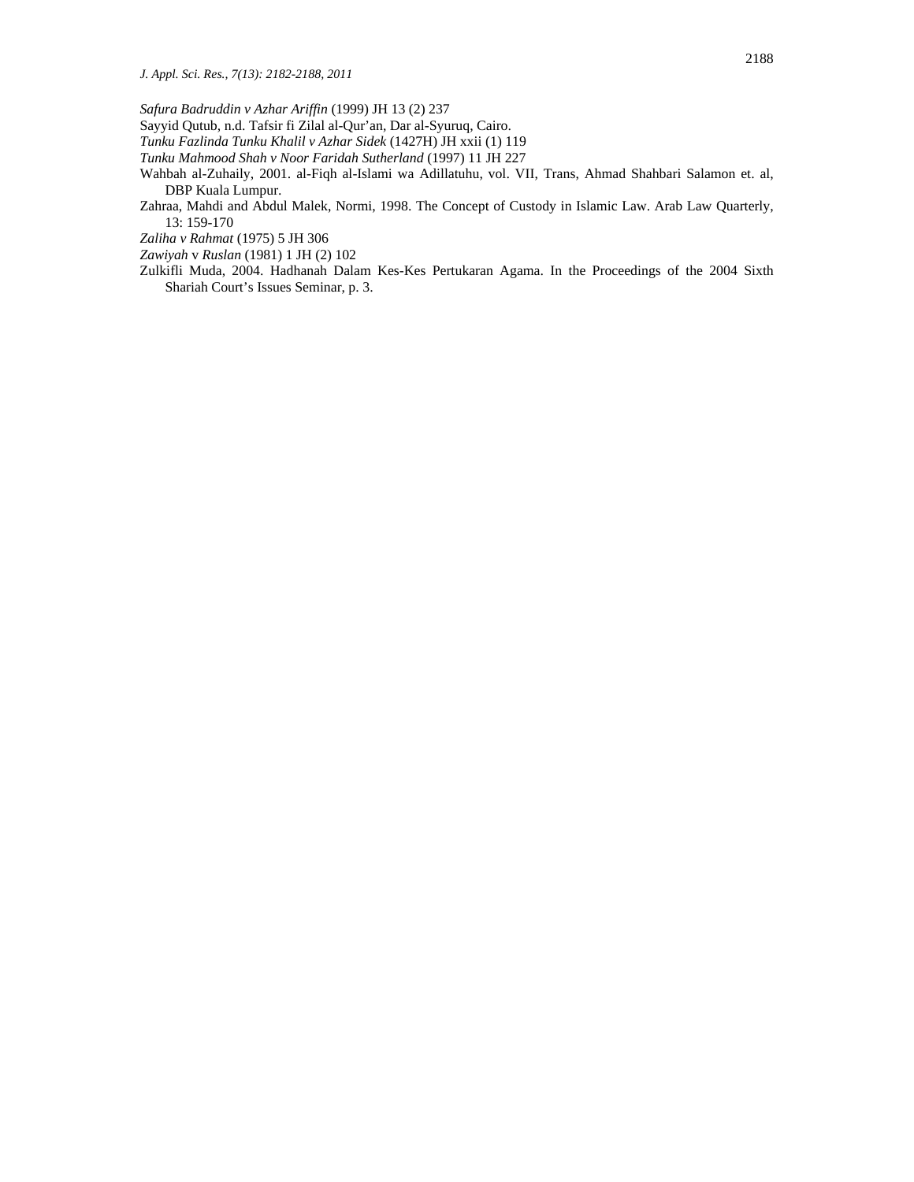*Safura Badruddin v Azhar Ariffin* (1999) JH 13 (2) 237

Sayyid Qutub, n.d. Tafsir fi Zilal al-Qur'an, Dar al-Syuruq, Cairo.

*Tunku Fazlinda Tunku Khalil v Azhar Sidek* (1427H) JH xxii (1) 119

*Tunku Mahmood Shah v Noor Faridah Sutherland* (1997) 11 JH 227

Wahbah al-Zuhaily, 2001. al-Fiqh al-Islami wa Adillatuhu, vol. VII, Trans, Ahmad Shahbari Salamon et. al, DBP Kuala Lumpur.

Zahraa, Mahdi and Abdul Malek, Normi, 1998. The Concept of Custody in Islamic Law. Arab Law Quarterly, 13: 159-170

*Zaliha v Rahmat* (1975) 5 JH 306

*Zawiyah* v *Ruslan* (1981) 1 JH (2) 102

Zulkifli Muda, 2004. Hadhanah Dalam Kes-Kes Pertukaran Agama. In the Proceedings of the 2004 Sixth Shariah Court's Issues Seminar, p. 3.